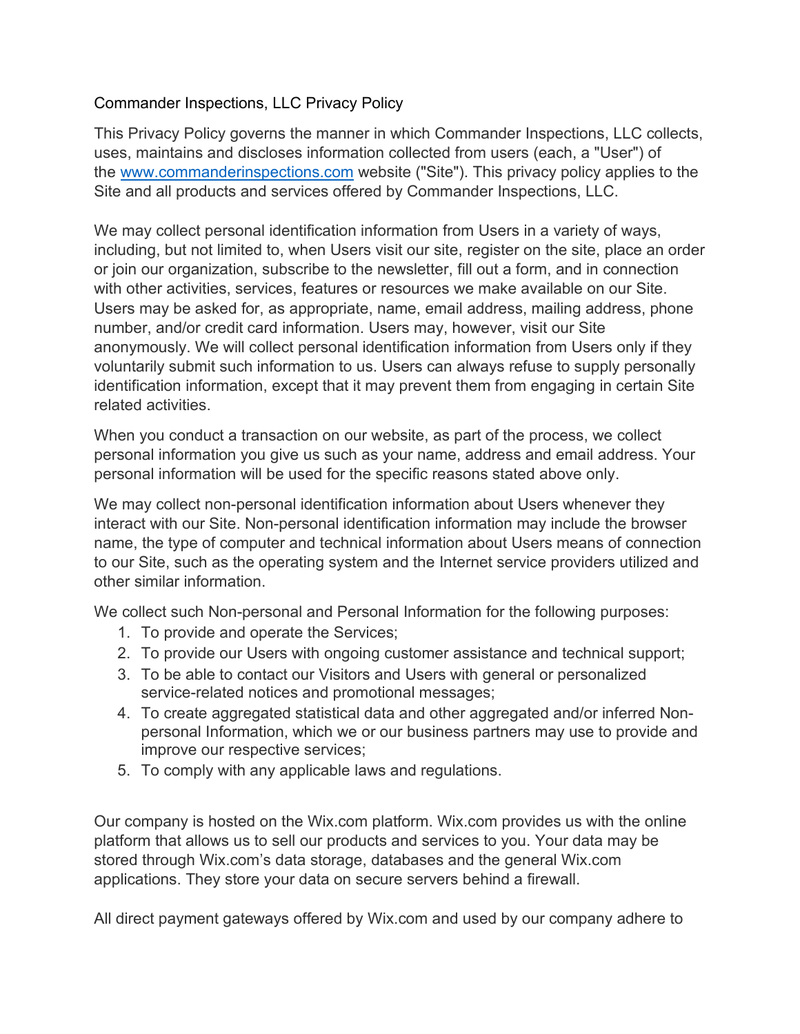# Commander Inspections, LLC Privacy Policy

This Privacy Policy governs the manner in which Commander Inspections, LLC collects, uses, maintains and discloses information collected from users (each, a "User") of the [www.commanderinspections.com](http://www.commanderinspections.com) website ("Site"). This privacy policy applies to the Site and all products and services offered by Commander Inspections, LLC.

We may collect personal identification information from Users in a variety of ways, including, but not limited to, when Users visit our site, register on the site, place an order or join our organization, subscribe to the newsletter, fill out a form, and in connection with other activities, services, features or resources we make available on our Site. Users may be asked for, as appropriate, name, email address, mailing address, phone number, and/or credit card information. Users may, however, visit our Site anonymously. We will collect personal identification information from Users only if they voluntarily submit such information to us. Users can always refuse to supply personally identification information, except that it may prevent them from engaging in certain Site related activities.

When you conduct a transaction on our website, as part of the process, we collect personal information you give us such as your name, address and email address. Your personal information will be used for the specific reasons stated above only.

We may collect non-personal identification information about Users whenever they interact with our Site. Non-personal identification information may include the browser name, the type of computer and technical information about Users means of connection to our Site, such as the operating system and the Internet service providers utilized and other similar information.

We collect such Non-personal and Personal Information for the following purposes:

1. To provide and operate the Services;
2. To provide our Users with ongoing customer assistance and technical support;
3. To be able to contact our Visitors and Users with general or personalized service-related notices and promotional messages;
4. To create aggregated statistical data and other aggregated and/or inferred Non-personal Information, which we or our business partners may use to provide and improve our respective services;
5. To comply with any applicable laws and regulations.

Our company is hosted on the Wix.com platform. Wix.com provides us with the online platform that allows us to sell our products and services to you. Your data may be stored through Wix.com's data storage, databases and the general Wix.com applications. They store your data on secure servers behind a firewall.

All direct payment gateways offered by Wix.com and used by our company adhere to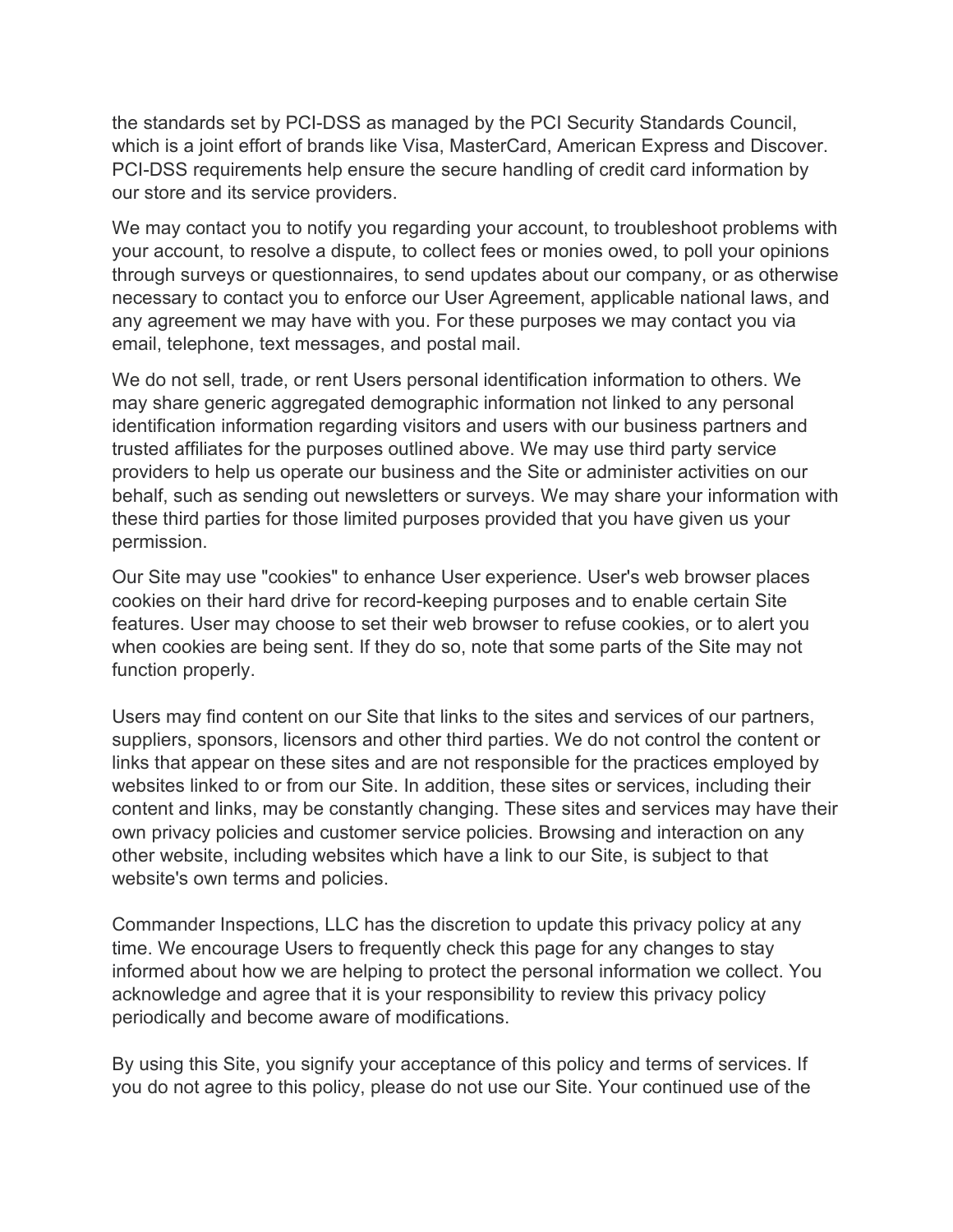the standards set by PCI-DSS as managed by the PCI Security Standards Council, which is a joint effort of brands like Visa, MasterCard, American Express and Discover. PCI-DSS requirements help ensure the secure handling of credit card information by our store and its service providers.

We may contact you to notify you regarding your account, to troubleshoot problems with your account, to resolve a dispute, to collect fees or monies owed, to poll your opinions through surveys or questionnaires, to send updates about our company, or as otherwise necessary to contact you to enforce our User Agreement, applicable national laws, and any agreement we may have with you. For these purposes we may contact you via email, telephone, text messages, and postal mail.

We do not sell, trade, or rent Users personal identification information to others. We may share generic aggregated demographic information not linked to any personal identification information regarding visitors and users with our business partners and trusted affiliates for the purposes outlined above. We may use third party service providers to help us operate our business and the Site or administer activities on our behalf, such as sending out newsletters or surveys. We may share your information with these third parties for those limited purposes provided that you have given us your permission.

Our Site may use "cookies" to enhance User experience. User's web browser places cookies on their hard drive for record-keeping purposes and to enable certain Site features. User may choose to set their web browser to refuse cookies, or to alert you when cookies are being sent. If they do so, note that some parts of the Site may not function properly.

Users may find content on our Site that links to the sites and services of our partners, suppliers, sponsors, licensors and other third parties. We do not control the content or links that appear on these sites and are not responsible for the practices employed by websites linked to or from our Site. In addition, these sites or services, including their content and links, may be constantly changing. These sites and services may have their own privacy policies and customer service policies. Browsing and interaction on any other website, including websites which have a link to our Site, is subject to that website's own terms and policies.

Commander Inspections, LLC has the discretion to update this privacy policy at any time. We encourage Users to frequently check this page for any changes to stay informed about how we are helping to protect the personal information we collect. You acknowledge and agree that it is your responsibility to review this privacy policy periodically and become aware of modifications.

By using this Site, you signify your acceptance of this policy and terms of services. If you do not agree to this policy, please do not use our Site. Your continued use of the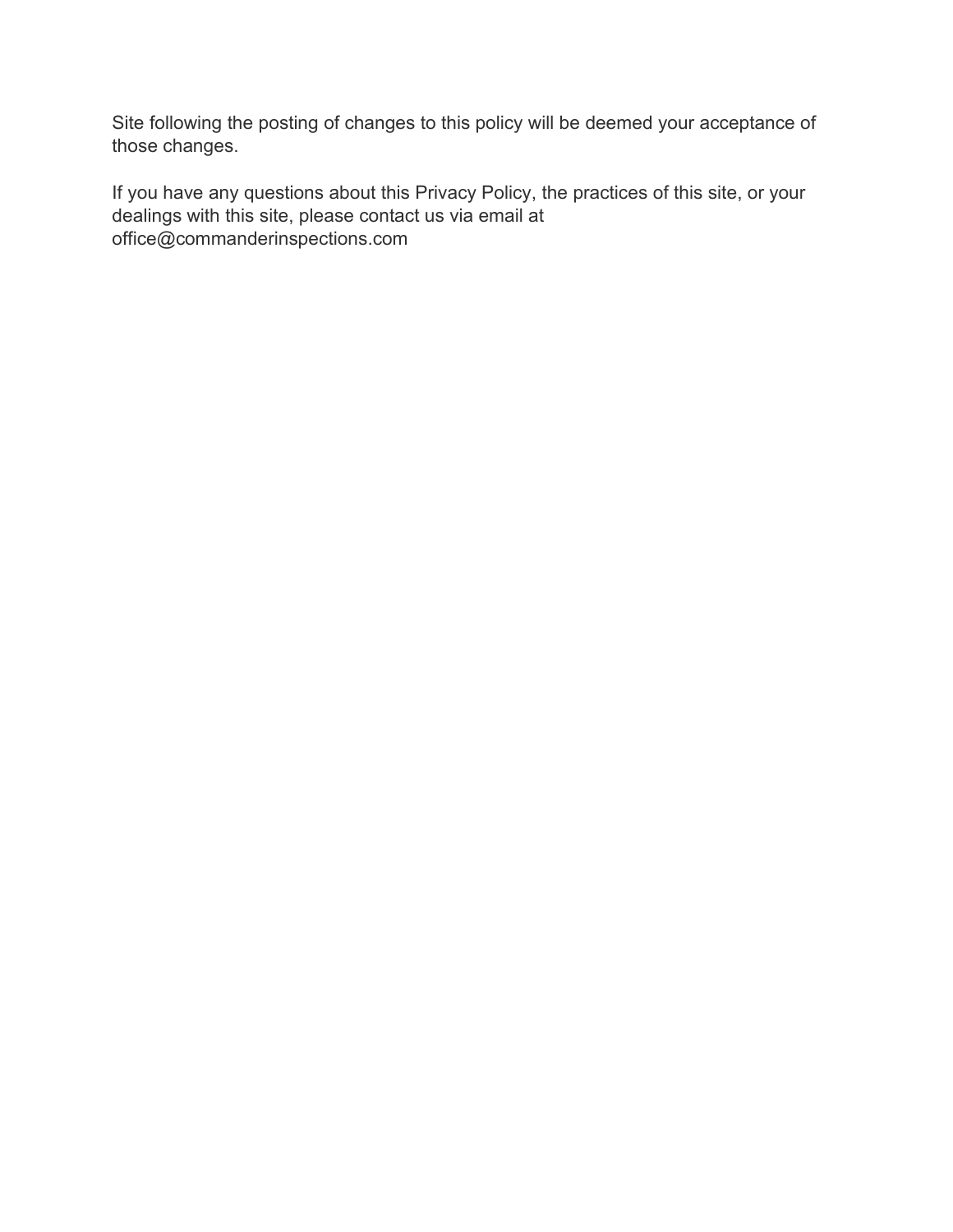Site following the posting of changes to this policy will be deemed your acceptance of those changes.

If you have any questions about this Privacy Policy, the practices of this site, or your dealings with this site, please contact us via email at office@commanderinspections.com